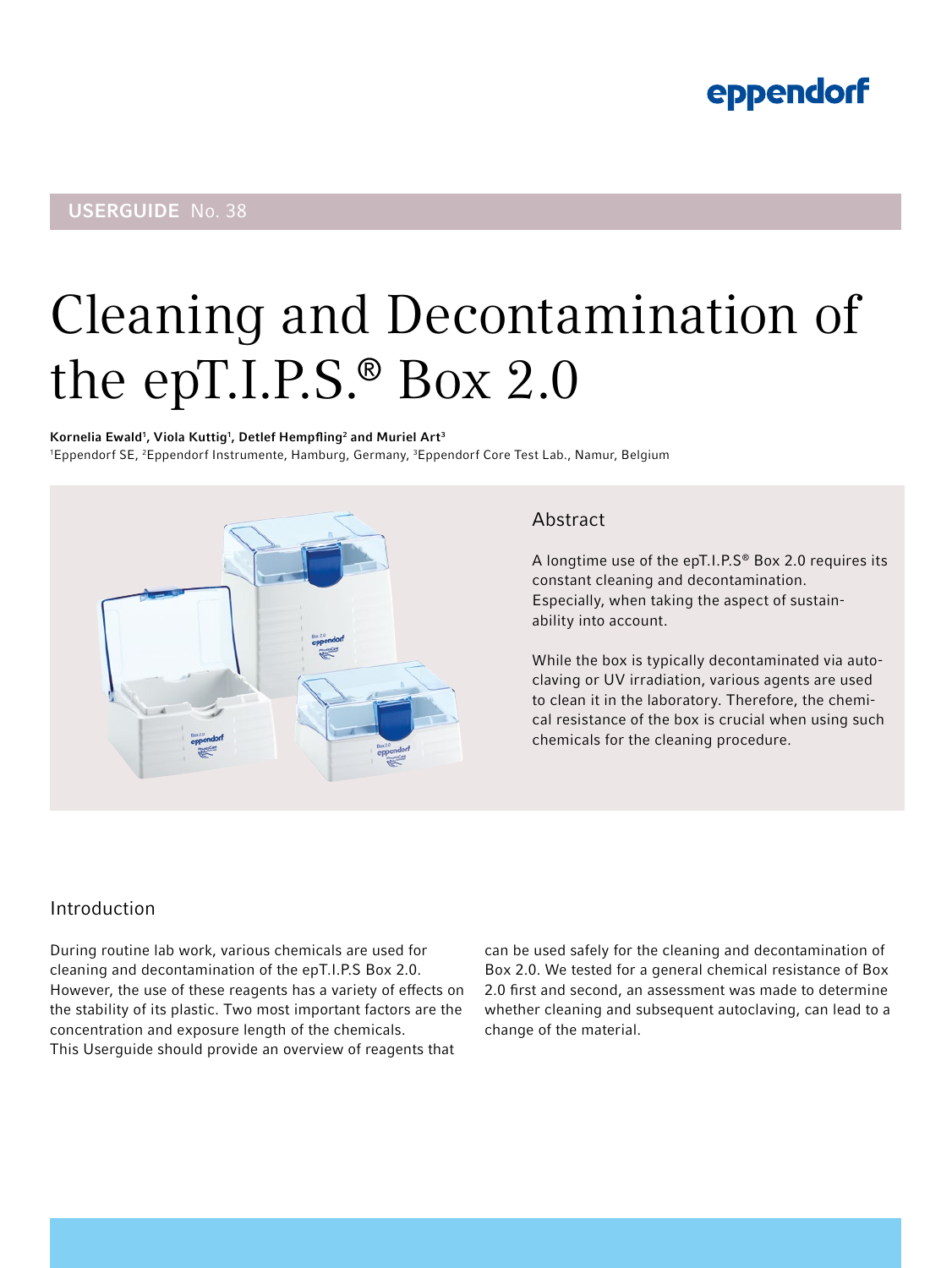eppendorf

USERGUIDE No. 38

# Cleaning and Decontamination of the epT.I.P.S.® Box 2.0

**Kornelia Ewald[1], Viola Kuttig[1], Detlef Hempfling[2] and Muriel Art[3]**
[1]Eppendorf SE, [2]Eppendorf Instrumente, Hamburg, Germany, [3]Eppendorf Core Test Lab., Namur, Belgium

## Abstract

A longtime use of the epT.I.P.S® Box 2.0 requires its constant cleaning and decontamination. Especially, when taking the aspect of sustainability into account.

While the box is typically decontaminated via autoclaving or UV irradiation, various agents are used to clean it in the laboratory. Therefore, the chemical resistance of the box is crucial when using such chemicals for the cleaning procedure.

## Introduction

During routine lab work, various chemicals are used for cleaning and decontamination of the epT.I.P.S Box 2.0. However, the use of these reagents has a variety of effects on the stability of its plastic. Two most important factors are the concentration and exposure length of the chemicals.
This Userguide should provide an overview of reagents that can be used safely for the cleaning and decontamination of Box 2.0. We tested for a general chemical resistance of Box 2.0 first and second, an assessment was made to determine whether cleaning and subsequent autoclaving, can lead to a change of the material.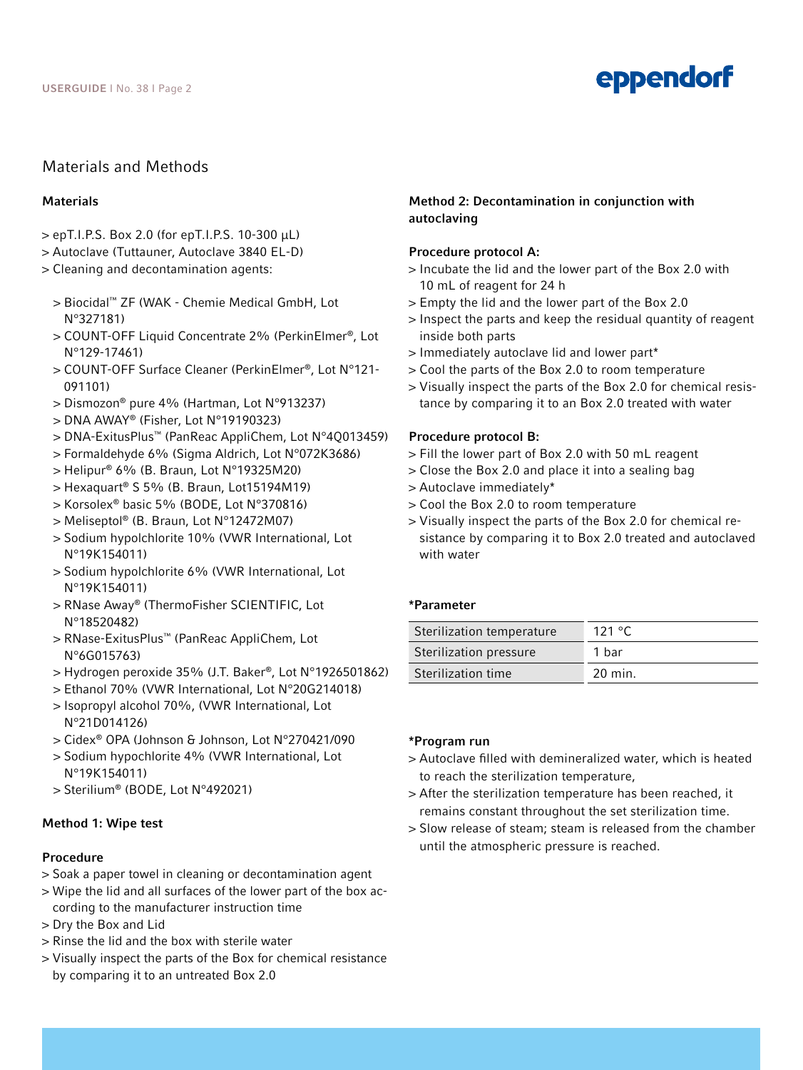## Materials and Methods

### Materials

- epT.I.P.S. Box 2.0 (for epT.I.P.S. 10-300 µL)
- Autoclave (Tuttauner, Autoclave 3840 EL-D)
- Cleaning and decontamination agents:
  - Biocidal™ ZF (WAK - Chemie Medical GmbH, Lot N°327181)
  - COUNT-OFF Liquid Concentrate 2% (PerkinElmer®, Lot N°129-17461)
  - COUNT-OFF Surface Cleaner (PerkinElmer®, Lot N°121-091101)
  - Dismozon® pure 4% (Hartman, Lot N°913237)
  - DNA AWAY® (Fisher, Lot N°19190323)
  - DNA-ExitusPlus™ (PanReac AppliChem, Lot N°4Q013459)
  - Formaldehyde 6% (Sigma Aldrich, Lot N°072K3686)
  - Helipur® 6% (B. Braun, Lot N°19325M20)
  - Hexaquart® S 5% (B. Braun, Lot15194M19)
  - Korsolex® basic 5% (BODE, Lot N°370816)
  - Meliseptol® (B. Braun, Lot N°12472M07)
  - Sodium hypolchlorite 10% (VWR International, Lot N°19K154011)
  - Sodium hypolchlorite 6% (VWR International, Lot N°19K154011)
  - RNase Away® (ThermoFisher SCIENTIFIC, Lot N°18520482)
  - RNase-ExitusPlus™ (PanReac AppliChem, Lot N°6G015763)
  - Hydrogen peroxide 35% (J.T. Baker®, Lot N°1926501862)
  - Ethanol 70% (VWR International, Lot N°20G214018)
  - Isopropyl alcohol 70%, (VWR International, Lot N°21D014126)
  - Cidex® OPA (Johnson & Johnson, Lot N°270421/090
  - Sodium hypochlorite 4% (VWR International, Lot N°19K154011)
  - Sterilium® (BODE, Lot N°492021)

### Method 1: Wipe test

#### Procedure

- Soak a paper towel in cleaning or decontamination agent
- Wipe the lid and all surfaces of the lower part of the box according to the manufacturer instruction time
- Dry the Box and Lid
- Rinse the lid and the box with sterile water
- Visually inspect the parts of the Box for chemical resistance by comparing it to an untreated Box 2.0

### Method 2: Decontamination in conjunction with autoclaving

#### Procedure protocol A:

- Incubate the lid and the lower part of the Box 2.0 with 10 mL of reagent for 24 h
- Empty the lid and the lower part of the Box 2.0
- Inspect the parts and keep the residual quantity of reagent inside both parts
- Immediately autoclave lid and lower part*
- Cool the parts of the Box 2.0 to room temperature
- Visually inspect the parts of the Box 2.0 for chemical resistance by comparing it to an Box 2.0 treated with water

#### Procedure protocol B:

- Fill the lower part of Box 2.0 with 50 mL reagent
- Close the Box 2.0 and place it into a sealing bag
- Autoclave immediately*
- Cool the Box 2.0 to room temperature
- Visually inspect the parts of the Box 2.0 for chemical resistance by comparing it to Box 2.0 treated and autoclaved with water

#### *Parameter

| | |
|---|---|
| Sterilization temperature | 121 °C |
| Sterilization pressure | 1 bar |
| Sterilization time | 20 min. |

#### *Program run

- Autoclave filled with demineralized water, which is heated to reach the sterilization temperature,
- After the sterilization temperature has been reached, it remains constant throughout the set sterilization time.
- Slow release of steam; steam is released from the chamber until the atmospheric pressure is reached.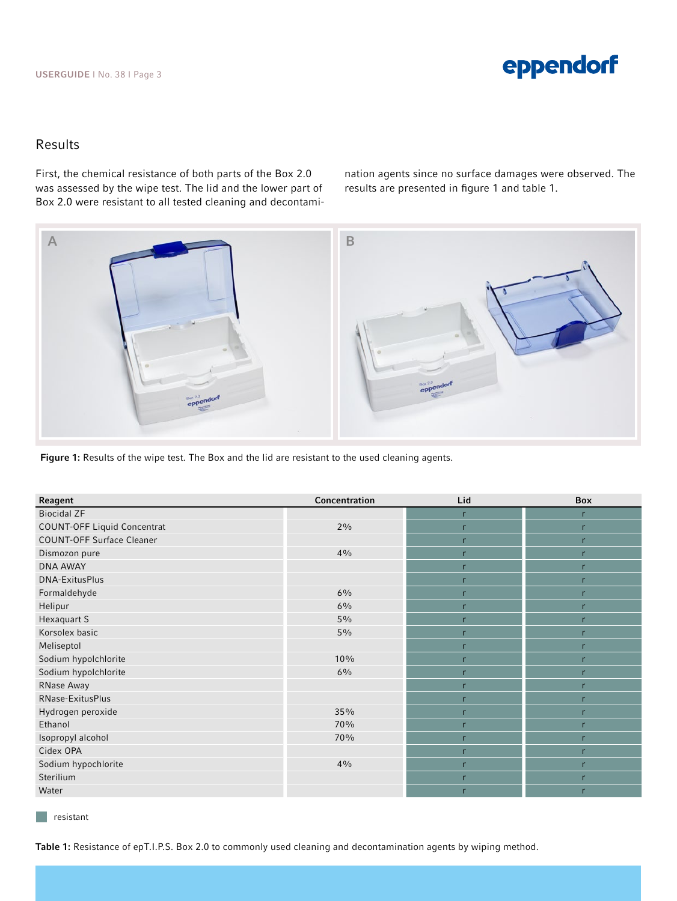## Results

First, the chemical resistance of both parts of the Box 2.0 was assessed by the wipe test. The lid and the lower part of Box 2.0 were resistant to all tested cleaning and decontamination agents since no surface damages were observed. The results are presented in figure 1 and table 1.

**Figure 1:** Results of the wipe test. The Box and the lid are resistant to the used cleaning agents.

| Reagent | Concentration | Lid | Box |
|---|---|---|---|
| Biocidal ZF | | r | r |
| COUNT-OFF Liquid Concentrat | 2% | r | r |
| COUNT-OFF Surface Cleaner | | r | r |
| Dismozon pure | 4% | r | r |
| DNA AWAY | | r | r |
| DNA-ExitusPlus | | r | r |
| Formaldehyde | 6% | r | r |
| Helipur | 6% | r | r |
| Hexaquart S | 5% | r | r |
| Korsolex basic | 5% | r | r |
| Meliseptol | | r | r |
| Sodium hypolchlorite | 10% | r | r |
| Sodium hypolchlorite | 6% | r | r |
| RNase Away | | r | r |
| RNase-ExitusPlus | | r | r |
| Hydrogen peroxide | 35% | r | r |
| Ethanol | 70% | r | r |
| Isopropyl alcohol | 70% | r | r |
| Cidex OPA | | r | r |
| Sodium hypochlorite | 4% | r | r |
| Sterilium | | r | r |
| Water | | r | r |

resistant

**Table 1:** Resistance of epT.I.P.S. Box 2.0 to commonly used cleaning and decontamination agents by wiping method.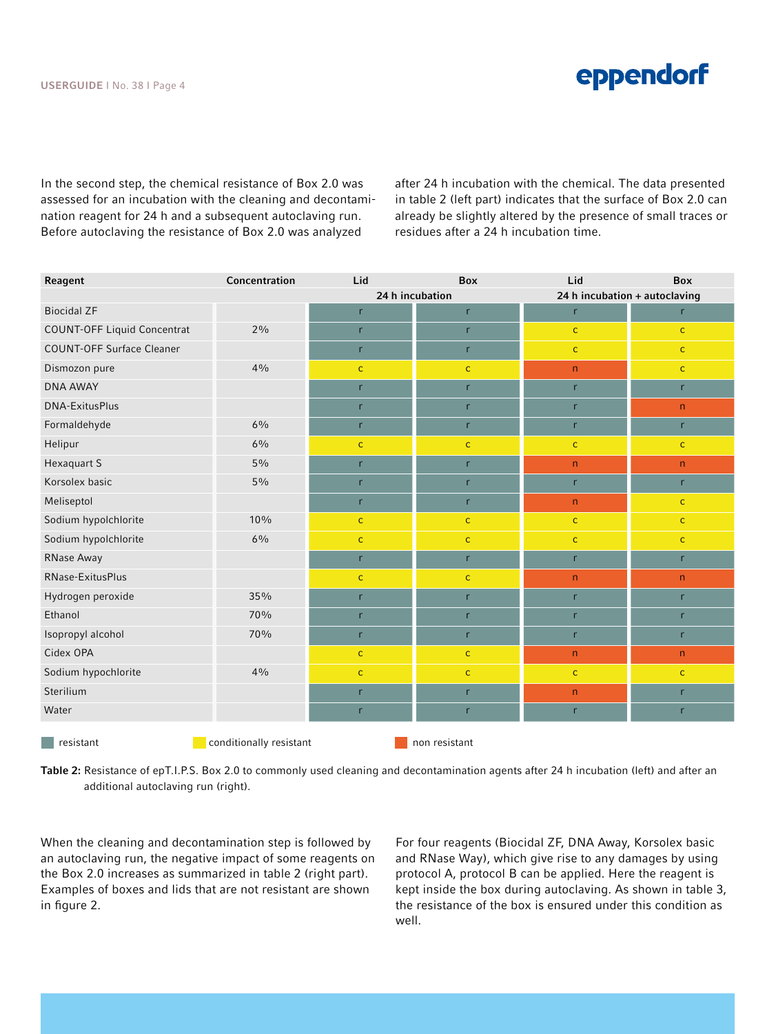In the second step, the chemical resistance of Box 2.0 was assessed for an incubation with the cleaning and decontamination reagent for 24 h and a subsequent autoclaving run. Before autoclaving the resistance of Box 2.0 was analyzed after 24 h incubation with the chemical. The data presented in table 2 (left part) indicates that the surface of Box 2.0 can already be slightly altered by the presence of small traces or residues after a 24 h incubation time.

| Reagent | Concentration | Lid | Box | Lid | Box |
|---|---|---|---|---|---|
| | | 24 h incubation | | 24 h incubation + autoclaving | |
| Biocidal ZF | | r | r | r | r |
| COUNT-OFF Liquid Concentrat | 2% | r | r | c | c |
| COUNT-OFF Surface Cleaner | | r | r | c | c |
| Dismozon pure | 4% | c | c | n | c |
| DNA AWAY | | r | r | r | r |
| DNA-ExitusPlus | | r | r | r | n |
| Formaldehyde | 6% | r | r | r | r |
| Helipur | 6% | c | c | c | c |
| Hexaquart S | 5% | r | r | n | n |
| Korsolex basic | 5% | r | r | r | r |
| Meliseptol | | r | r | n | c |
| Sodium hypolchlorite | 10% | c | c | c | c |
| Sodium hypolchlorite | 6% | c | c | c | c |
| RNase Away | | r | r | r | r |
| RNase-ExitusPlus | | c | c | n | n |
| Hydrogen peroxide | 35% | r | r | r | r |
| Ethanol | 70% | r | r | r | r |
| Isopropyl alcohol | 70% | r | r | r | r |
| Cidex OPA | | c | c | n | n |
| Sodium hypochlorite | 4% | c | c | c | c |
| Sterilium | | r | r | n | r |
| Water | | r | r | r | r |

r = resistant   c = conditionally resistant   n = non resistant

**Table 2:** Resistance of epT.I.P.S. Box 2.0 to commonly used cleaning and decontamination agents after 24 h incubation (left) and after an additional autoclaving run (right).

When the cleaning and decontamination step is followed by an autoclaving run, the negative impact of some reagents on the Box 2.0 increases as summarized in table 2 (right part). Examples of boxes and lids that are not resistant are shown in figure 2.

For four reagents (Biocidal ZF, DNA Away, Korsolex basic and RNase Way), which give rise to any damages by using protocol A, protocol B can be applied. Here the reagent is kept inside the box during autoclaving. As shown in table 3, the resistance of the box is ensured under this condition as well.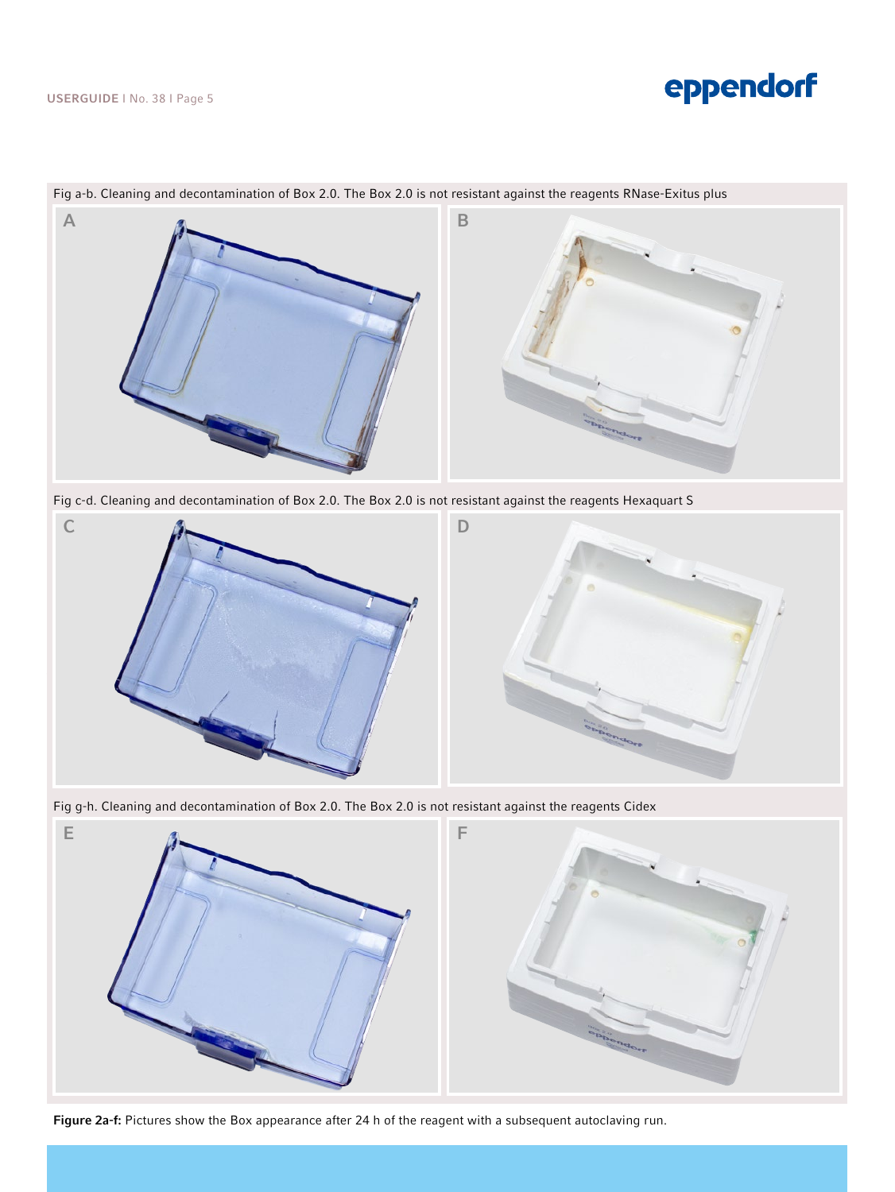Fig a-b. Cleaning and decontamination of Box 2.0. The Box 2.0 is not resistant against the reagents RNase-Exitus plus

A

B

Fig c-d. Cleaning and decontamination of Box 2.0. The Box 2.0 is not resistant against the reagents Hexaquart S

C

D

Fig g-h. Cleaning and decontamination of Box 2.0. The Box 2.0 is not resistant against the reagents Cidex

E

F

**Figure 2a-f:** Pictures show the Box appearance after 24 h of the reagent with a subsequent autoclaving run.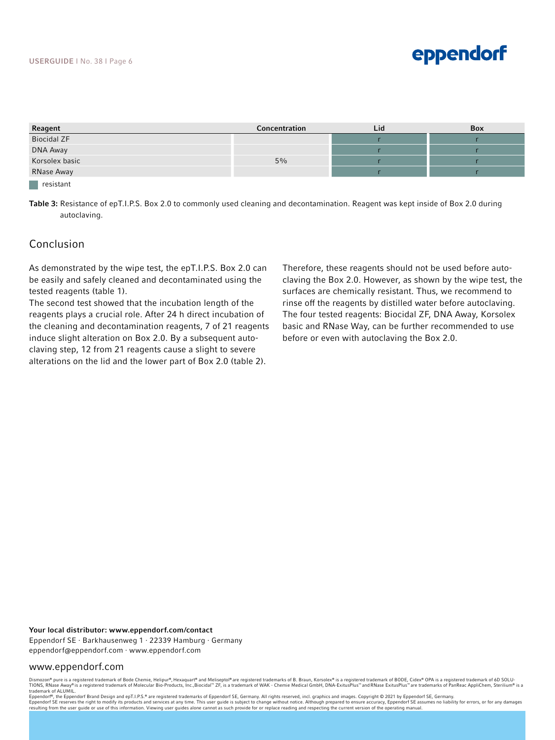| Reagent | Concentration | Lid | Box |
|---|---|---|---|
| Biocidal ZF | | r | r |
| DNA Away | | r | r |
| Korsolex basic | 5% | r | r |
| RNase Away | | r | r |

resistant

**Table 3:** Resistance of epT.I.P.S. Box 2.0 to commonly used cleaning and decontamination. Reagent was kept inside of Box 2.0 during autoclaving.

## Conclusion

As demonstrated by the wipe test, the epT.I.P.S. Box 2.0 can be easily and safely cleaned and decontaminated using the tested reagents (table 1).
The second test showed that the incubation length of the reagents plays a crucial role. After 24 h direct incubation of the cleaning and decontamination reagents, 7 of 21 reagents induce slight alteration on Box 2.0. By a subsequent autoclaving step, 12 from 21 reagents cause a slight to severe alterations on the lid and the lower part of Box 2.0 (table 2).

Therefore, these reagents should not be used before autoclaving the Box 2.0. However, as shown by the wipe test, the surfaces are chemically resistant. Thus, we recommend to rinse off the reagents by distilled water before autoclaving. The four tested reagents: Biocidal ZF, DNA Away, Korsolex basic and RNase Way, can be further recommended to use before or even with autoclaving the Box 2.0.

**Your local distributor: www.eppendorf.com/contact**
Eppendorf SE · Barkhausenweg 1 · 22339 Hamburg · Germany
eppendorf@eppendorf.com · www.eppendorf.com

www.eppendorf.com

Dismozon® pure is a registered trademark of Bode Chemie, Helipur®, Hexaquart® and Meliseptol® are registered trademarks of B. Braun, Korsolex® is a registered trademark of BODE, Cidex® OPA is a registered trademark of 6D SOLUTIONS, RNase Away® is a registered trademark of Molecular Bio-Products, Inc.,Biocidal™ ZF, is a trademark of WAK - Chemie Medical GmbH, DNA-ExitusPlus™ and RNase ExitusPlus™ are trademarks of PanReac AppliChem, Sterilium® is a trademark of ALUMIL.
Eppendorf®, the Eppendorf Brand Design and epT.I.P.S.® are registered trademarks of Eppendorf SE, Germany. All rights reserved, incl. graphics and images. Copyright © 2021 by Eppendorf SE, Germany.
Eppendorf SE reserves the right to modify its products and services at any time. This user guide is subject to change without notice. Although prepared to ensure accuracy, Eppendorf SE assumes no liability for errors, or for any damages resulting from the user guide or use of this information. Viewing user guides alone cannot as such provide for or replace reading and respecting the current version of the operating manual.